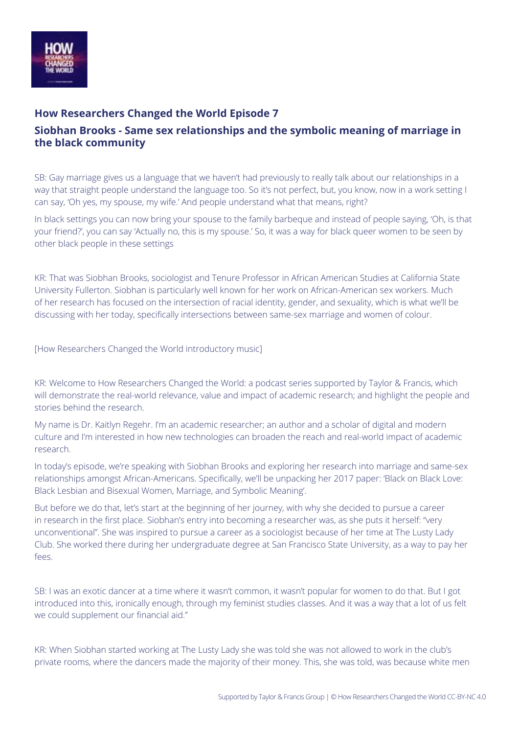## How Researchers Changed the World Episode 7

## Siobhan Brooks - Same sex relationships and the symbolic meaning of marriage in the black community

SB: Gay marriage gives us a language that we haven't had previously to really talk about our relationships in a way that straight people understand the language too. So it's not perfect, but, you know, now in a work setting I can say, 'Oh yes, my spouse, my wife.' And people understand what that means, right?

In black settings you can now bring your spouse to the family barbeque and instead of people saying, 'Oh, is that your friend?', you can say 'Actually no, this is my spouse.' So, it was a way for black queer women to be seen by other black people in these settings

KR: That was Siobhan Brooks, sociologist and Tenure Professor in African American Studies at California State University Fullerton. Siobhan is particularly well known for her work on African-American sex workers. Much of her research has focused on the intersection of racial identity, gender, and sexuality, which is what we'll be discussing with her today, specifically intersections between same-sex marriage and women of colour.

[How Researchers Changed the World introductory music]

KR: Welcome to How Researchers Changed the World: a podcast series supported by Taylor & Francis, which will demonstrate the real-world relevance, value and impact of academic research; and highlight the people and stories behind the research.

My name is Dr. Kaitlyn Regehr. I'm an academic researcher; an author and a scholar of digital and modern culture and I'm interested in how new technologies can broaden the reach and real-world impact of academic research.

In today's episode, we're speaking with Siobhan Brooks and exploring her research into marriage and same-sex relationships amongst African-Americans. Specifically, we'll be unpacking her 2017 paper: 'Black on Black Love: Black Lesbian and Bisexual Women, Marriage, and Symbolic Meaning'.

But before we do that, let's start at the beginning of her journey, with why she decided to pursue a career in research in the first place. Siobhan's entry into becoming a researcher was, as she puts it herself: "very unconventional". She was inspired to pursue a career as a sociologist because of her time at The Lusty Lady Club. She worked there during her undergraduate degree at San Francisco State University, as a way to pay her fees.

SB: I was an exotic dancer at a time where it wasn't common, it wasn't popular for women to do that. But I got introduced into this, ironically enough, through my feminist studies classes. And it was a way that a lot of us felt we could supplement our financial aid."

KR: When Siobhan started working at The Lusty Lady she was told she was not allowed to work in the club's private rooms, where the dancers made the majority of their money. This, she was told, was because white men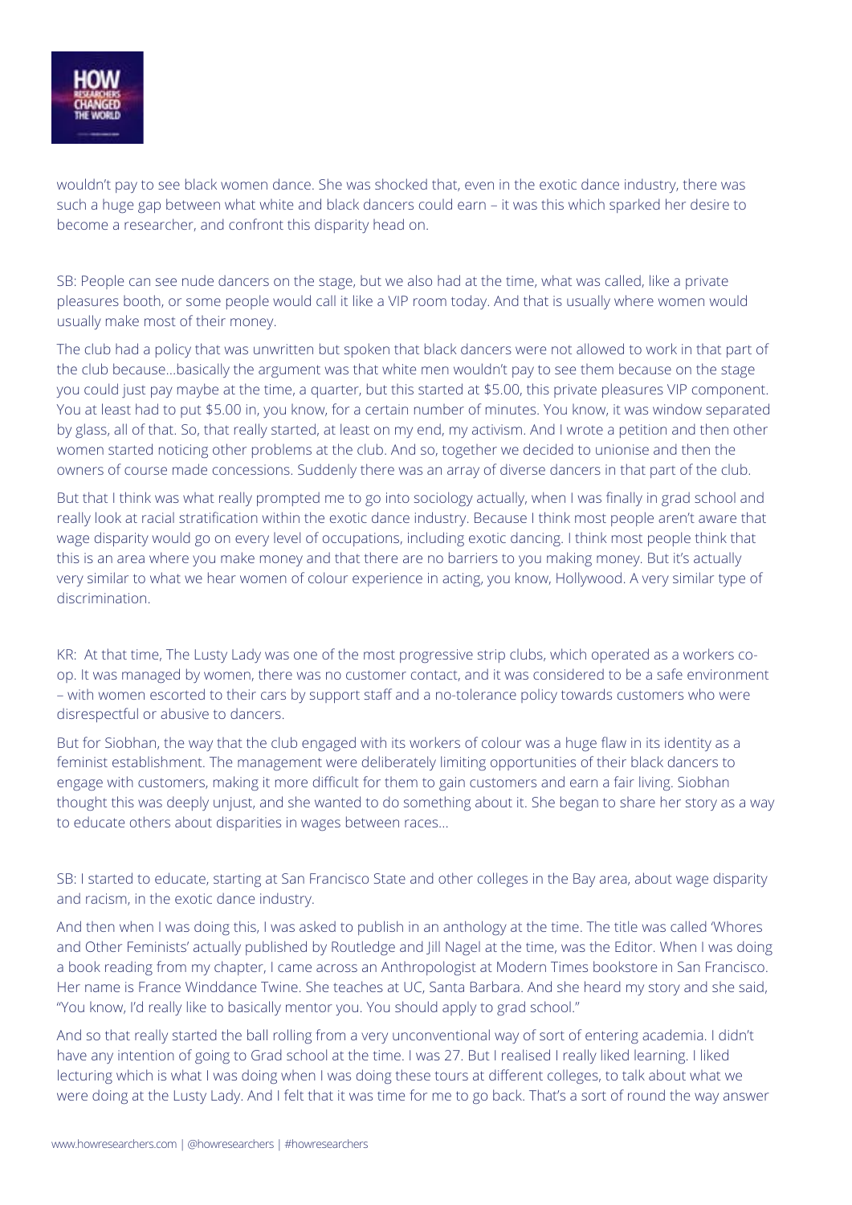wouldn't pay to see black women dance. She was shocked that, even in the exotic dance industry, there was such a huge gap between what white and black dancers could earn – it was this which sparked her desire to become a researcher, and confront this disparity head on.

SB: People can see nude dancers on the stage, but we also had at the time, what was called, like a private pleasures booth, or some people would call it like a VIP room today. And that is usually where women would usually make most of their money.

The club had a policy that was unwritten but spoken that black dancers were not allowed to work in that part of the club because...basically the argument was that white men wouldn't pay to see them because on the stage you could just pay maybe at the time, a quarter, but this started at $5.00, this private pleasures VIP component. You at least had to put $5.00 in, you know, for a certain number of minutes. You know, it was window separated by glass, all of that. So, that really started, at least on my end, my activism. And I wrote a petition and then other women started noticing other problems at the club. And so, together we decided to unionise and then the owners of course made concessions. Suddenly there was an array of diverse dancers in that part of the club.

But that I think was what really prompted me to go into sociology actually, when I was finally in grad school and really look at racial stratification within the exotic dance industry. Because I think most people aren't aware that wage disparity would go on every level of occupations, including exotic dancing. I think most people think that this is an area where you make money and that there are no barriers to you making money. But it's actually very similar to what we hear women of colour experience in acting, you know, Hollywood. A very similar type of discrimination.

KR: At that time, The Lusty Lady was one of the most progressive strip clubs, which operated as a workers co-op. It was managed by women, there was no customer contact, and it was considered to be a safe environment – with women escorted to their cars by support staff and a no-tolerance policy towards customers who were disrespectful or abusive to dancers.

But for Siobhan, the way that the club engaged with its workers of colour was a huge flaw in its identity as a feminist establishment. The management were deliberately limiting opportunities of their black dancers to engage with customers, making it more difficult for them to gain customers and earn a fair living. Siobhan thought this was deeply unjust, and she wanted to do something about it. She began to share her story as a way to educate others about disparities in wages between races...

SB: I started to educate, starting at San Francisco State and other colleges in the Bay area, about wage disparity and racism, in the exotic dance industry.

And then when I was doing this, I was asked to publish in an anthology at the time. The title was called 'Whores and Other Feminists' actually published by Routledge and Jill Nagel at the time, was the Editor. When I was doing a book reading from my chapter, I came across an Anthropologist at Modern Times bookstore in San Francisco. Her name is France Winddance Twine. She teaches at UC, Santa Barbara. And she heard my story and she said, "You know, I'd really like to basically mentor you. You should apply to grad school."

And so that really started the ball rolling from a very unconventional way of sort of entering academia. I didn't have any intention of going to Grad school at the time. I was 27. But I realised I really liked learning. I liked lecturing which is what I was doing when I was doing these tours at different colleges, to talk about what we were doing at the Lusty Lady. And I felt that it was time for me to go back. That's a sort of round the way answer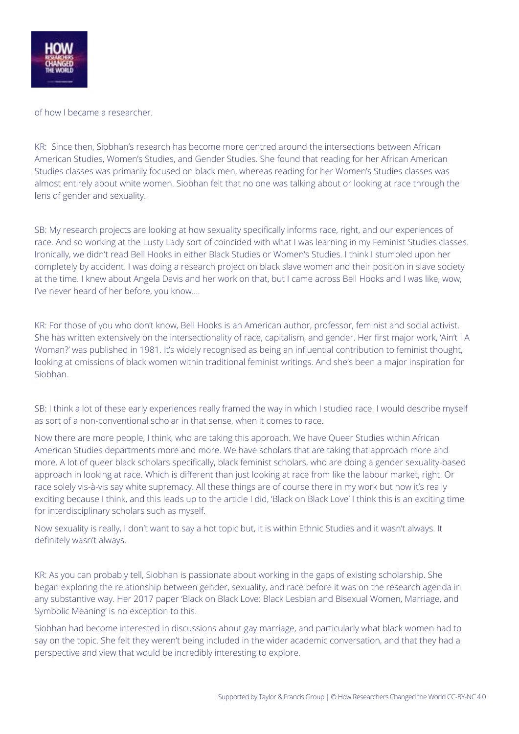of how I became a researcher.

KR: Since then, Siobhan's research has become more centred around the intersections between African American Studies, Women's Studies, and Gender Studies. She found that reading for her African American Studies classes was primarily focused on black men, whereas reading for her Women's Studies classes was almost entirely about white women. Siobhan felt that no one was talking about or looking at race through the lens of gender and sexuality.

SB: My research projects are looking at how sexuality specifically informs race, right, and our experiences of race. And so working at the Lusty Lady sort of coincided with what I was learning in my Feminist Studies classes. Ironically, we didn't read Bell Hooks in either Black Studies or Women's Studies. I think I stumbled upon her completely by accident. I was doing a research project on black slave women and their position in slave society at the time. I knew about Angela Davis and her work on that, but I came across Bell Hooks and I was like, wow, I've never heard of her before, you know….

KR: For those of you who don't know, Bell Hooks is an American author, professor, feminist and social activist. She has written extensively on the intersectionality of race, capitalism, and gender. Her first major work, 'Ain't I A Woman?' was published in 1981. It's widely recognised as being an influential contribution to feminist thought, looking at omissions of black women within traditional feminist writings. And she's been a major inspiration for Siobhan.

SB: I think a lot of these early experiences really framed the way in which I studied race. I would describe myself as sort of a non-conventional scholar in that sense, when it comes to race.

Now there are more people, I think, who are taking this approach. We have Queer Studies within African American Studies departments more and more. We have scholars that are taking that approach more and more. A lot of queer black scholars specifically, black feminist scholars, who are doing a gender sexuality-based approach in looking at race. Which is different than just looking at race from like the labour market, right. Or race solely vis-à-vis say white supremacy. All these things are of course there in my work but now it's really exciting because I think, and this leads up to the article I did, 'Black on Black Love' I think this is an exciting time for interdisciplinary scholars such as myself.

Now sexuality is really, I don't want to say a hot topic but, it is within Ethnic Studies and it wasn't always. It definitely wasn't always.

KR: As you can probably tell, Siobhan is passionate about working in the gaps of existing scholarship. She began exploring the relationship between gender, sexuality, and race before it was on the research agenda in any substantive way. Her 2017 paper 'Black on Black Love: Black Lesbian and Bisexual Women, Marriage, and Symbolic Meaning' is no exception to this.

Siobhan had become interested in discussions about gay marriage, and particularly what black women had to say on the topic. She felt they weren't being included in the wider academic conversation, and that they had a perspective and view that would be incredibly interesting to explore.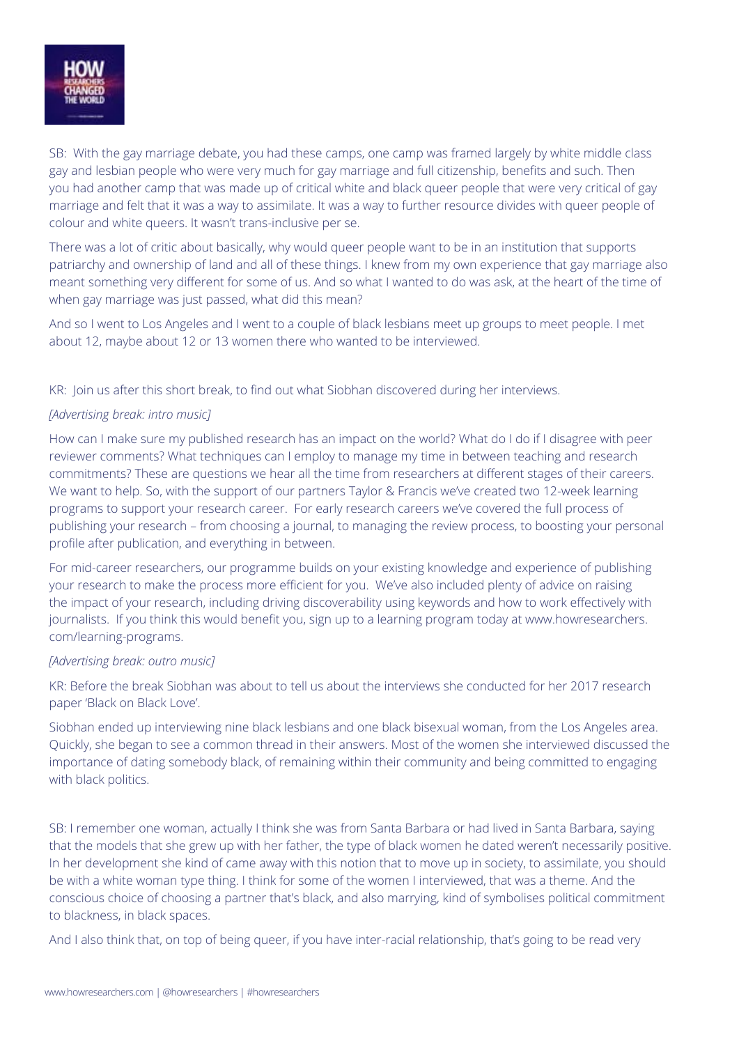SB: With the gay marriage debate, you had these camps, one camp was framed largely by white middle class gay and lesbian people who were very much for gay marriage and full citizenship, benefits and such. Then you had another camp that was made up of critical white and black queer people that were very critical of gay marriage and felt that it was a way to assimilate. It was a way to further resource divides with queer people of colour and white queers. It wasn't trans-inclusive per se.

There was a lot of critic about basically, why would queer people want to be in an institution that supports patriarchy and ownership of land and all of these things. I knew from my own experience that gay marriage also meant something very different for some of us. And so what I wanted to do was ask, at the heart of the time of when gay marriage was just passed, what did this mean?

And so I went to Los Angeles and I went to a couple of black lesbians meet up groups to meet people. I met about 12, maybe about 12 or 13 women there who wanted to be interviewed.

KR: Join us after this short break, to find out what Siobhan discovered during her interviews.

*[Advertising break: intro music]*

How can I make sure my published research has an impact on the world? What do I do if I disagree with peer reviewer comments? What techniques can I employ to manage my time in between teaching and research commitments? These are questions we hear all the time from researchers at different stages of their careers. We want to help. So, with the support of our partners Taylor & Francis we've created two 12-week learning programs to support your research career. For early research careers we've covered the full process of publishing your research – from choosing a journal, to managing the review process, to boosting your personal profile after publication, and everything in between.

For mid-career researchers, our programme builds on your existing knowledge and experience of publishing your research to make the process more efficient for you. We've also included plenty of advice on raising the impact of your research, including driving discoverability using keywords and how to work effectively with journalists. If you think this would benefit you, sign up to a learning program today at www.howresearchers.com/learning-programs.

*[Advertising break: outro music]*

KR: Before the break Siobhan was about to tell us about the interviews she conducted for her 2017 research paper 'Black on Black Love'.

Siobhan ended up interviewing nine black lesbians and one black bisexual woman, from the Los Angeles area. Quickly, she began to see a common thread in their answers. Most of the women she interviewed discussed the importance of dating somebody black, of remaining within their community and being committed to engaging with black politics.

SB: I remember one woman, actually I think she was from Santa Barbara or had lived in Santa Barbara, saying that the models that she grew up with her father, the type of black women he dated weren't necessarily positive. In her development she kind of came away with this notion that to move up in society, to assimilate, you should be with a white woman type thing. I think for some of the women I interviewed, that was a theme. And the conscious choice of choosing a partner that's black, and also marrying, kind of symbolises political commitment to blackness, in black spaces.

And I also think that, on top of being queer, if you have inter-racial relationship, that's going to be read very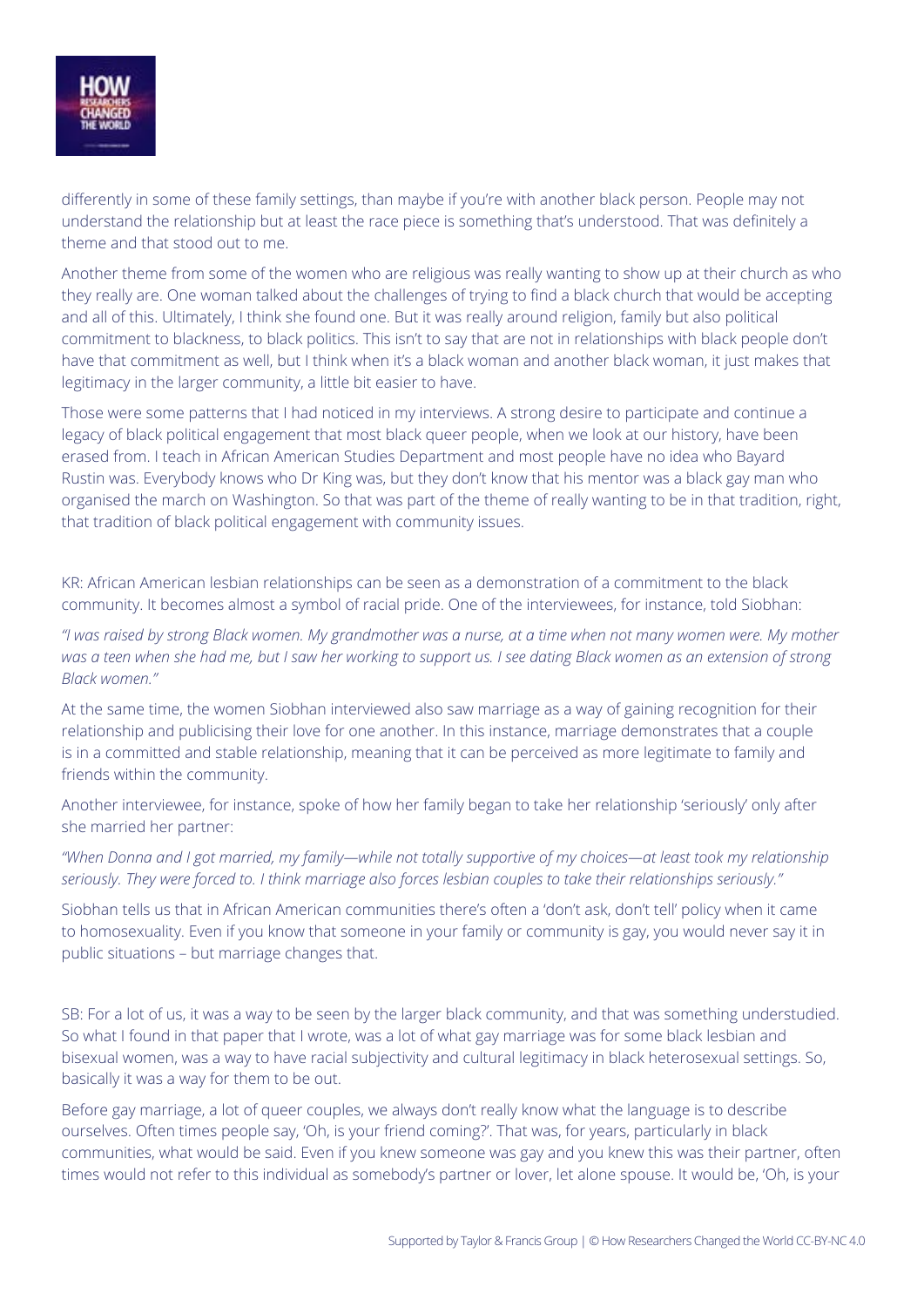differently in some of these family settings, than maybe if you're with another black person. People may not understand the relationship but at least the race piece is something that's understood. That was definitely a theme and that stood out to me.

Another theme from some of the women who are religious was really wanting to show up at their church as who they really are. One woman talked about the challenges of trying to find a black church that would be accepting and all of this. Ultimately, I think she found one. But it was really around religion, family but also political commitment to blackness, to black politics. This isn't to say that are not in relationships with black people don't have that commitment as well, but I think when it's a black woman and another black woman, it just makes that legitimacy in the larger community, a little bit easier to have.

Those were some patterns that I had noticed in my interviews. A strong desire to participate and continue a legacy of black political engagement that most black queer people, when we look at our history, have been erased from. I teach in African American Studies Department and most people have no idea who Bayard Rustin was. Everybody knows who Dr King was, but they don't know that his mentor was a black gay man who organised the march on Washington. So that was part of the theme of really wanting to be in that tradition, right, that tradition of black political engagement with community issues.

KR: African American lesbian relationships can be seen as a demonstration of a commitment to the black community. It becomes almost a symbol of racial pride. One of the interviewees, for instance, told Siobhan:

*"I was raised by strong Black women. My grandmother was a nurse, at a time when not many women were. My mother was a teen when she had me, but I saw her working to support us. I see dating Black women as an extension of strong Black women."*

At the same time, the women Siobhan interviewed also saw marriage as a way of gaining recognition for their relationship and publicising their love for one another. In this instance, marriage demonstrates that a couple is in a committed and stable relationship, meaning that it can be perceived as more legitimate to family and friends within the community.

Another interviewee, for instance, spoke of how her family began to take her relationship 'seriously' only after she married her partner:

*"When Donna and I got married, my family—while not totally supportive of my choices—at least took my relationship seriously. They were forced to. I think marriage also forces lesbian couples to take their relationships seriously."*

Siobhan tells us that in African American communities there's often a 'don't ask, don't tell' policy when it came to homosexuality. Even if you know that someone in your family or community is gay, you would never say it in public situations – but marriage changes that.

SB: For a lot of us, it was a way to be seen by the larger black community, and that was something understudied. So what I found in that paper that I wrote, was a lot of what gay marriage was for some black lesbian and bisexual women, was a way to have racial subjectivity and cultural legitimacy in black heterosexual settings. So, basically it was a way for them to be out.

Before gay marriage, a lot of queer couples, we always don't really know what the language is to describe ourselves. Often times people say, 'Oh, is your friend coming?'. That was, for years, particularly in black communities, what would be said. Even if you knew someone was gay and you knew this was their partner, often times would not refer to this individual as somebody's partner or lover, let alone spouse. It would be, 'Oh, is your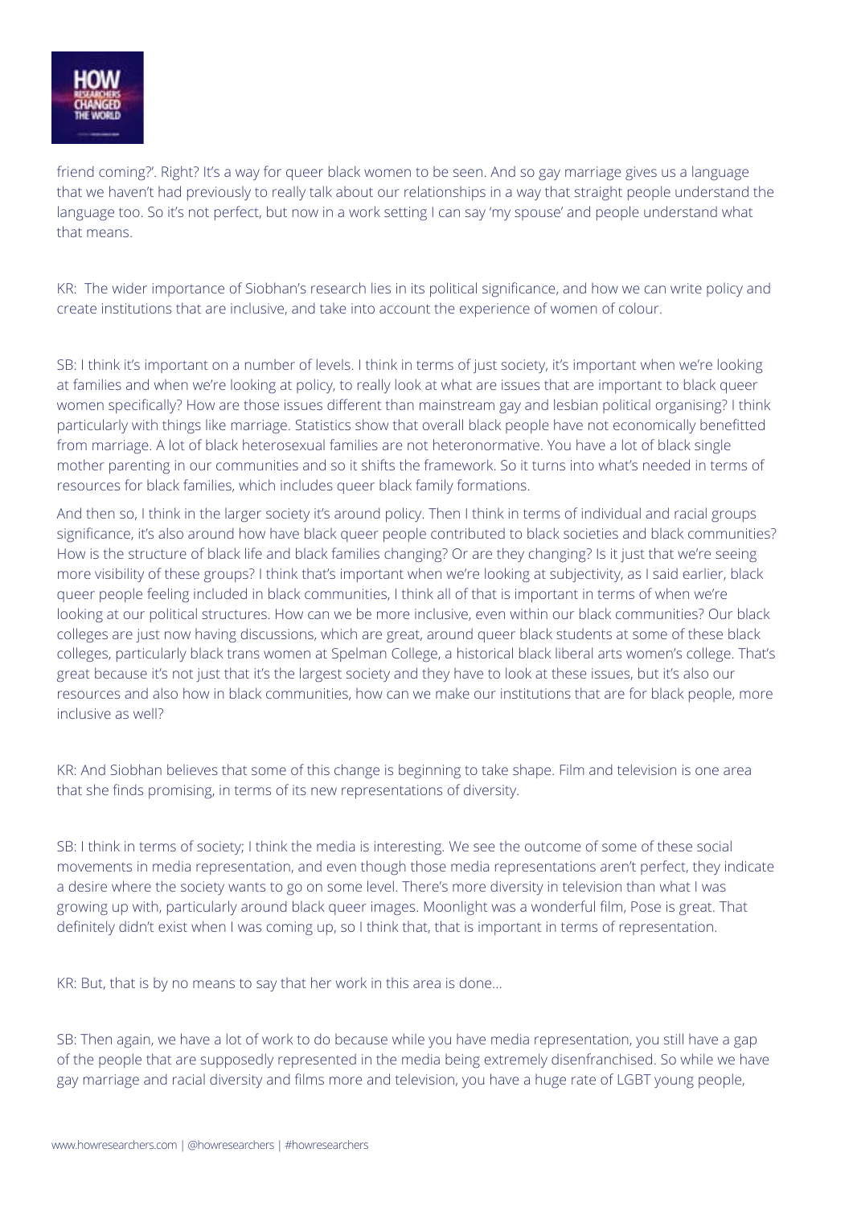friend coming?'. Right? It's a way for queer black women to be seen. And so gay marriage gives us a language that we haven't had previously to really talk about our relationships in a way that straight people understand the language too. So it's not perfect, but now in a work setting I can say 'my spouse' and people understand what that means.

KR: The wider importance of Siobhan's research lies in its political significance, and how we can write policy and create institutions that are inclusive, and take into account the experience of women of colour.

SB: I think it's important on a number of levels. I think in terms of just society, it's important when we're looking at families and when we're looking at policy, to really look at what are issues that are important to black queer women specifically? How are those issues different than mainstream gay and lesbian political organising? I think particularly with things like marriage. Statistics show that overall black people have not economically benefitted from marriage. A lot of black heterosexual families are not heteronormative. You have a lot of black single mother parenting in our communities and so it shifts the framework. So it turns into what's needed in terms of resources for black families, which includes queer black family formations.

And then so, I think in the larger society it's around policy. Then I think in terms of individual and racial groups significance, it's also around how have black queer people contributed to black societies and black communities? How is the structure of black life and black families changing? Or are they changing? Is it just that we're seeing more visibility of these groups? I think that's important when we're looking at subjectivity, as I said earlier, black queer people feeling included in black communities, I think all of that is important in terms of when we're looking at our political structures. How can we be more inclusive, even within our black communities? Our black colleges are just now having discussions, which are great, around queer black students at some of these black colleges, particularly black trans women at Spelman College, a historical black liberal arts women's college. That's great because it's not just that it's the largest society and they have to look at these issues, but it's also our resources and also how in black communities, how can we make our institutions that are for black people, more inclusive as well?

KR: And Siobhan believes that some of this change is beginning to take shape. Film and television is one area that she finds promising, in terms of its new representations of diversity.

SB: I think in terms of society; I think the media is interesting. We see the outcome of some of these social movements in media representation, and even though those media representations aren't perfect, they indicate a desire where the society wants to go on some level. There's more diversity in television than what I was growing up with, particularly around black queer images. Moonlight was a wonderful film, Pose is great. That definitely didn't exist when I was coming up, so I think that, that is important in terms of representation.

KR: But, that is by no means to say that her work in this area is done...

SB: Then again, we have a lot of work to do because while you have media representation, you still have a gap of the people that are supposedly represented in the media being extremely disenfranchised. So while we have gay marriage and racial diversity and films more and television, you have a huge rate of LGBT young people,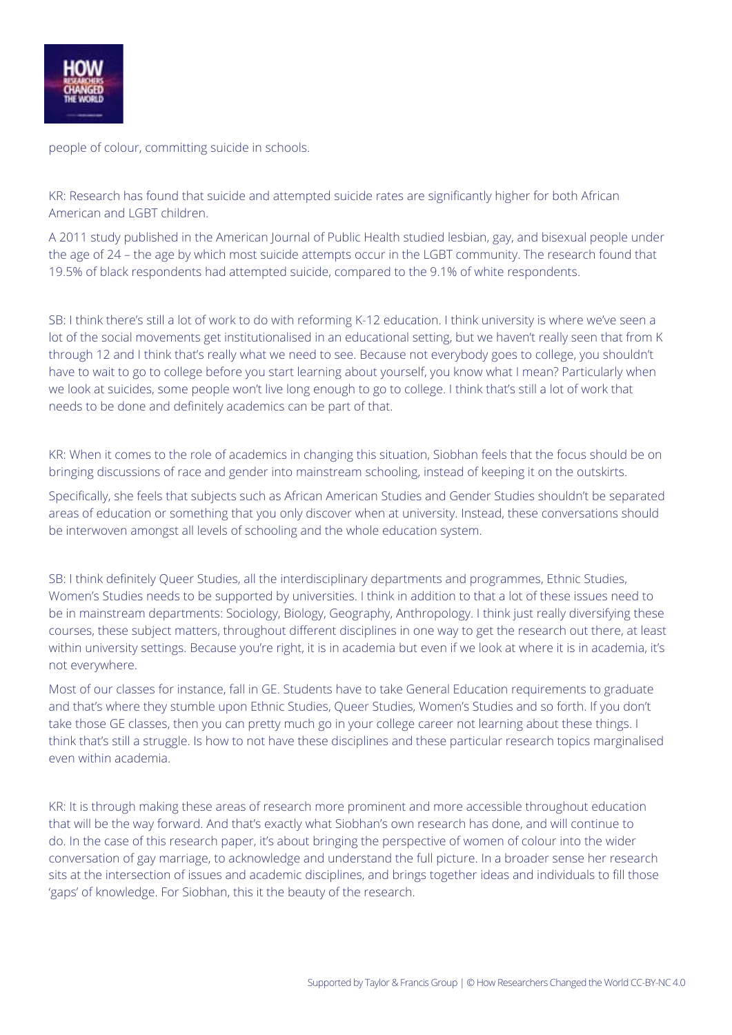people of colour, committing suicide in schools.

KR: Research has found that suicide and attempted suicide rates are significantly higher for both African American and LGBT children.

A 2011 study published in the American Journal of Public Health studied lesbian, gay, and bisexual people under the age of 24 – the age by which most suicide attempts occur in the LGBT community. The research found that 19.5% of black respondents had attempted suicide, compared to the 9.1% of white respondents.

SB: I think there's still a lot of work to do with reforming K-12 education. I think university is where we've seen a lot of the social movements get institutionalised in an educational setting, but we haven't really seen that from K through 12 and I think that's really what we need to see. Because not everybody goes to college, you shouldn't have to wait to go to college before you start learning about yourself, you know what I mean? Particularly when we look at suicides, some people won't live long enough to go to college. I think that's still a lot of work that needs to be done and definitely academics can be part of that.

KR: When it comes to the role of academics in changing this situation, Siobhan feels that the focus should be on bringing discussions of race and gender into mainstream schooling, instead of keeping it on the outskirts.

Specifically, she feels that subjects such as African American Studies and Gender Studies shouldn't be separated areas of education or something that you only discover when at university. Instead, these conversations should be interwoven amongst all levels of schooling and the whole education system.

SB: I think definitely Queer Studies, all the interdisciplinary departments and programmes, Ethnic Studies, Women's Studies needs to be supported by universities. I think in addition to that a lot of these issues need to be in mainstream departments: Sociology, Biology, Geography, Anthropology. I think just really diversifying these courses, these subject matters, throughout different disciplines in one way to get the research out there, at least within university settings. Because you're right, it is in academia but even if we look at where it is in academia, it's not everywhere.

Most of our classes for instance, fall in GE. Students have to take General Education requirements to graduate and that's where they stumble upon Ethnic Studies, Queer Studies, Women's Studies and so forth. If you don't take those GE classes, then you can pretty much go in your college career not learning about these things. I think that's still a struggle. Is how to not have these disciplines and these particular research topics marginalised even within academia.

KR: It is through making these areas of research more prominent and more accessible throughout education that will be the way forward. And that's exactly what Siobhan's own research has done, and will continue to do. In the case of this research paper, it's about bringing the perspective of women of colour into the wider conversation of gay marriage, to acknowledge and understand the full picture. In a broader sense her research sits at the intersection of issues and academic disciplines, and brings together ideas and individuals to fill those 'gaps' of knowledge. For Siobhan, this it the beauty of the research.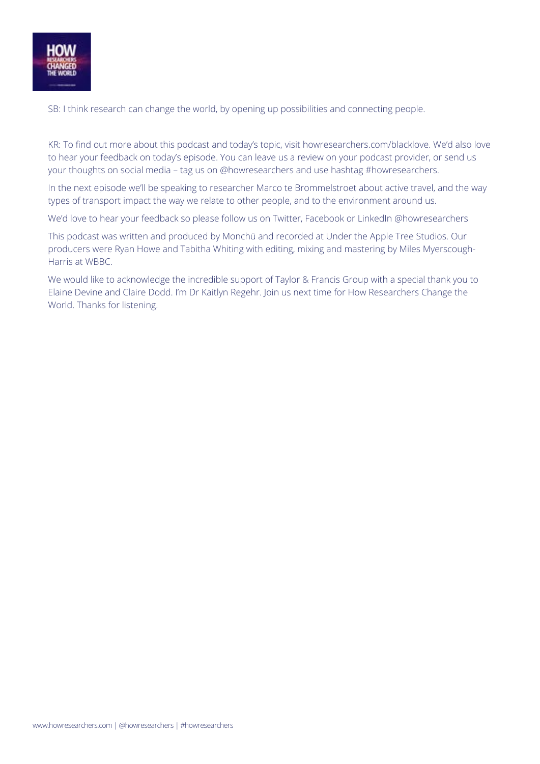SB: I think research can change the world, by opening up possibilities and connecting people.

KR: To find out more about this podcast and today's topic, visit howresearchers.com/blacklove. We'd also love to hear your feedback on today's episode. You can leave us a review on your podcast provider, or send us your thoughts on social media – tag us on @howresearchers and use hashtag #howresearchers.

In the next episode we'll be speaking to researcher Marco te Brommelstroet about active travel, and the way types of transport impact the way we relate to other people, and to the environment around us.

We'd love to hear your feedback so please follow us on Twitter, Facebook or LinkedIn @howresearchers

This podcast was written and produced by Monchü and recorded at Under the Apple Tree Studios. Our producers were Ryan Howe and Tabitha Whiting with editing, mixing and mastering by Miles Myerscough-Harris at WBBC.

We would like to acknowledge the incredible support of Taylor & Francis Group with a special thank you to Elaine Devine and Claire Dodd. I'm Dr Kaitlyn Regehr. Join us next time for How Researchers Change the World. Thanks for listening.